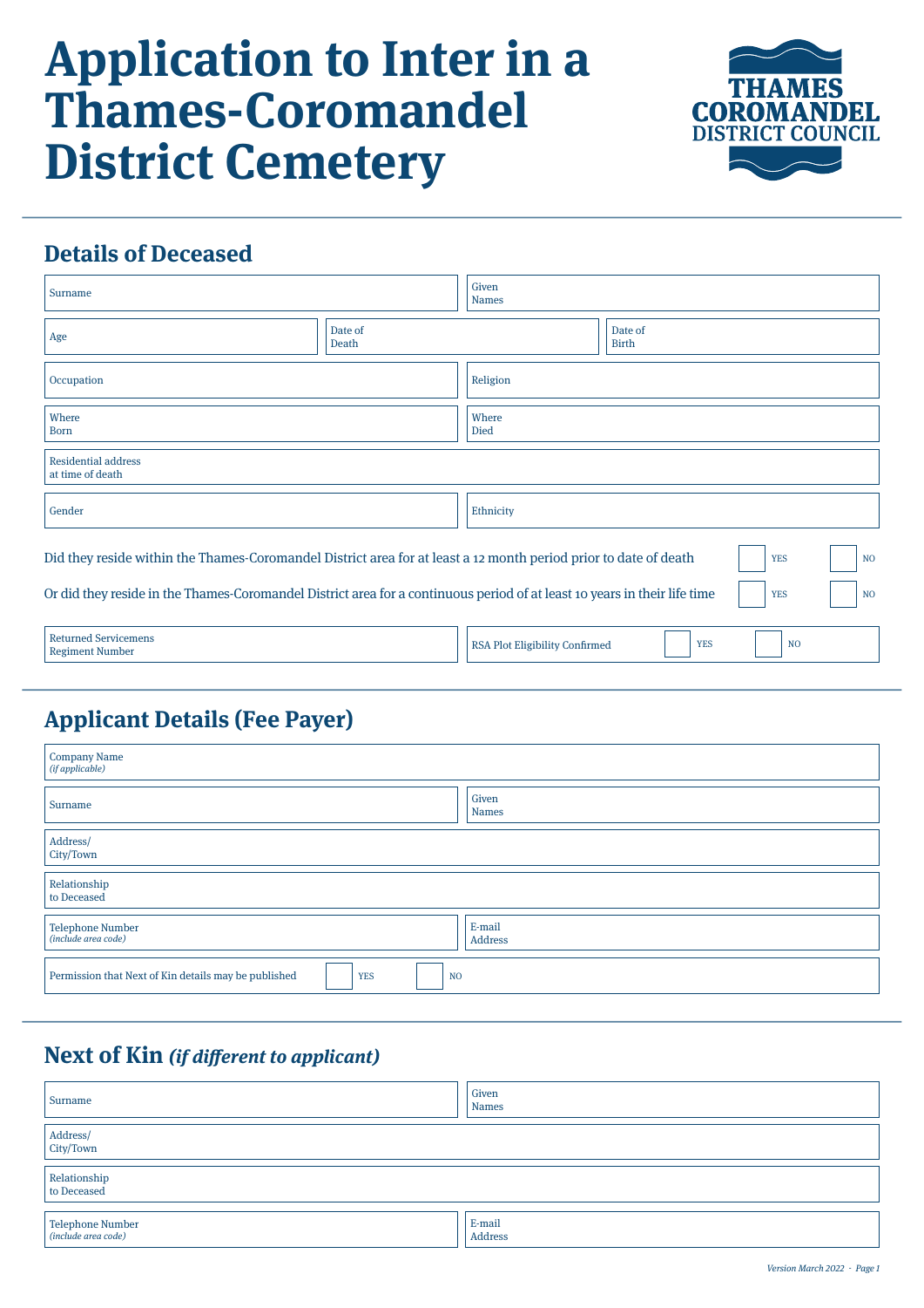# Application to Inter in a Thames-Coromandel District Cemetery

THAMES COROMANDEL DISTRICT COUNCIL

## Details of Deceased

| Surname | | Given Names | |
|---|---|---|---|

| Age | | Date of Death | | Date of Birth | |
|---|---|---|---|---|---|

| Occupation | | Religion | |
|---|---|---|---|
| Where Born | | Where Died | |

| Residential address at time of death | |
|---|---|

| Gender | | Ethnicity | |
|---|---|---|---|

Did they reside within the Thames-Coromandel District area for at least a 12 month period prior to date of death ☐ YES ☐ NO

Or did they reside in the Thames-Coromandel District area for a continuous period of at least 10 years in their life time ☐ YES ☐ NO

| Returned Servicemens Regiment Number | | RSA Plot Eligibility Confirmed | ☐ YES ☐ NO |
|---|---|---|---|

## Applicant Details (Fee Payer)

| Company Name *(if applicable)* | |
|---|---|

| Surname | | Given Names | |
|---|---|---|---|

| Address/ City/Town | |
|---|---|
| Relationship to Deceased | |

| Telephone Number *(include area code)* | | E-mail Address | |
|---|---|---|---|

Permission that Next of Kin details may be published ☐ YES ☐ NO

## Next of Kin *(if different to applicant)*

| Surname | | Given Names | |
|---|---|---|---|

| Address/ City/Town | |
|---|---|
| Relationship to Deceased | |

| Telephone Number *(include area code)* | | E-mail Address | |
|---|---|---|---|

*Version March 2022*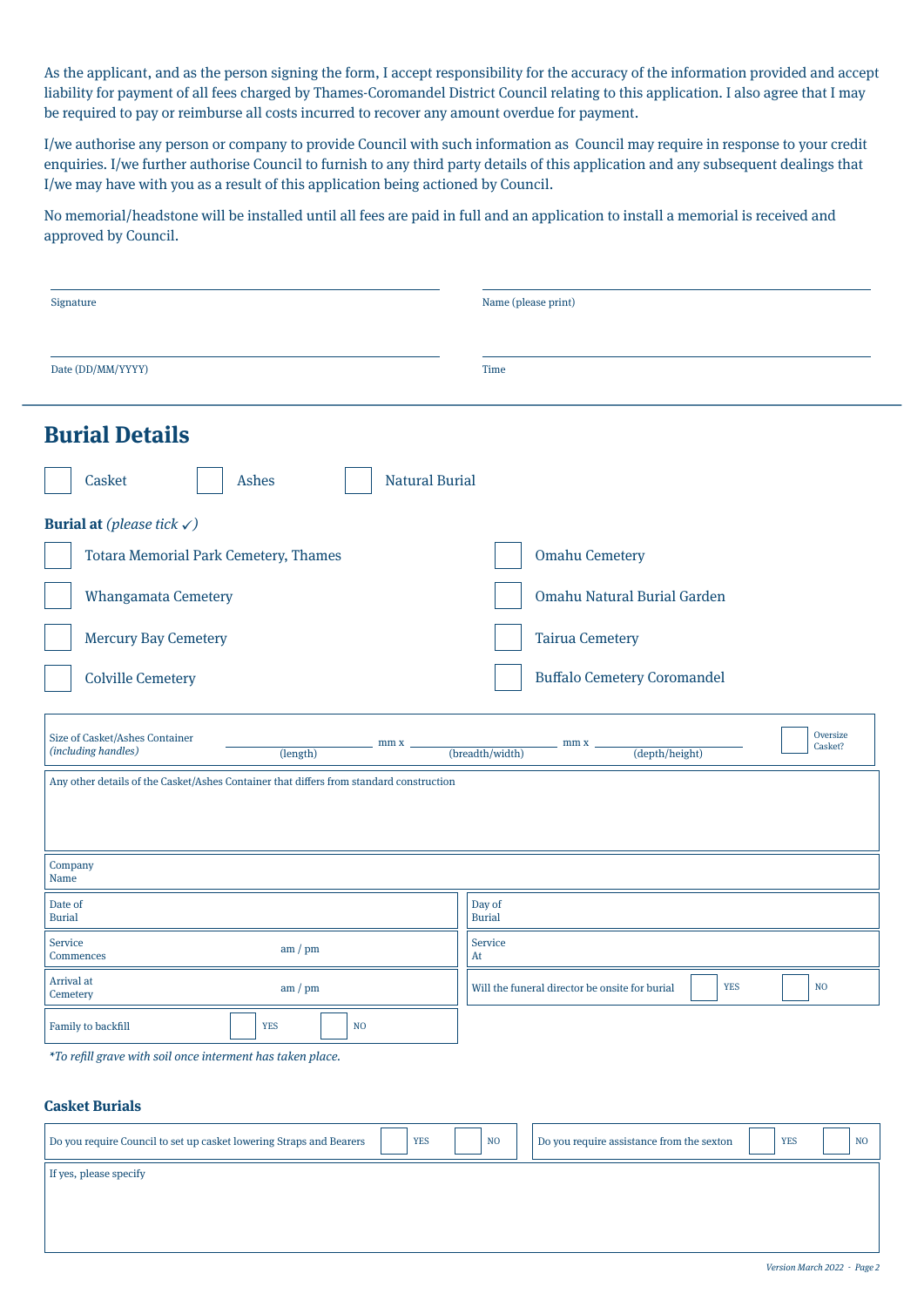As the applicant, and as the person signing the form, I accept responsibility for the accuracy of the information provided and accept liability for payment of all fees charged by Thames-Coromandel District Council relating to this application. I also agree that I may be required to pay or reimburse all costs incurred to recover any amount overdue for payment.

I/we authorise any person or company to provide Council with such information as Council may require in response to your credit enquiries. I/we further authorise Council to furnish to any third party details of this application and any subsequent dealings that I/we may have with you as a result of this application being actioned by Council.

No memorial/headstone will be installed until all fees are paid in full and an application to install a memorial is received and approved by Council.

| | |
|---|---|
| Signature | Name (please print) |
| Date (DD/MM/YYYY) | Time |

# Burial Details

☐ Casket ☐ Ashes ☐ Natural Burial

**Burial at** *(please tick ✓)*

☐ Totara Memorial Park Cemetery, Thames

☐ Whangamata Cemetery

☐ Mercury Bay Cemetery

☐ Colville Cemetery

☐ Omahu Cemetery

☐ Omahu Natural Burial Garden

☐ Tairua Cemetery

☐ Buffalo Cemetery Coromandel

| Size of Casket/Ashes Container *(including handles)* | ______ (length) mm x ______ (breadth/width) mm x ______ (depth/height) | ☐ Oversize Casket? |
|---|---|---|

| Any other details of the Casket/Ashes Container that differs from standard construction |
|---|
| |

| Company Name | |
|---|---|

| | |
|---|---|
| Date of Burial | Day of Burial |
| Service Commences am / pm | Service At |
| Arrival at Cemetery am / pm | Will the funeral director be onsite for burial ☐ YES ☐ NO |
| Family to backfill ☐ YES ☐ NO | |

*\*To refill grave with soil once interment has taken place.*

### Casket Burials

| | |
|---|---|
| Do you require Council to set up casket lowering Straps and Bearers ☐ YES ☐ NO | Do you require assistance from the sexton ☐ YES ☐ NO |

| If yes, please specify |
|---|
| |

*Version March 2022*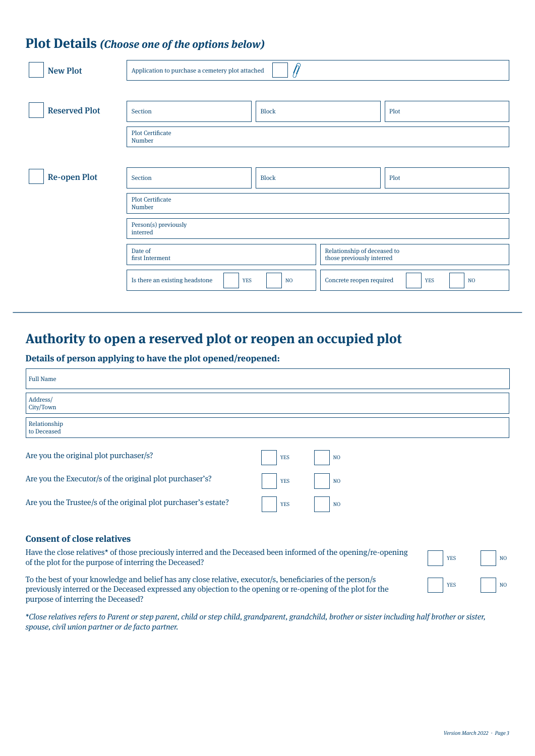## Plot Details *(Choose one of the options below)*

☐ **New Plot**

| Application to purchase a cemetery plot attached ☐ |
|---|

☐ **Reserved Plot**

| Section | Block | Plot |
|---|---|---|
| Plot Certificate Number | | |

☐ **Re-open Plot**

| Section | Block | Plot |
|---|---|---|
| Plot Certificate Number | | |
| Person(s) previously interred | | |

| Date of first Interment | Relationship of deceased to those previously interred |
|---|---|
| Is there an existing headstone ☐ YES ☐ NO | Concrete reopen required ☐ YES ☐ NO |

---

# Authority to open a reserved plot or reopen an occupied plot

### Details of person applying to have the plot opened/reopened:

| Full Name |
|---|
| Address/ City/Town |
| Relationship to Deceased |

| | | |
|---|---|---|
| Are you the original plot purchaser/s? | ☐ YES | ☐ NO |
| Are you the Executor/s of the original plot purchaser's? | ☐ YES | ☐ NO |
| Are you the Trustee/s of the original plot purchaser's estate? | ☐ YES | ☐ NO |

### Consent of close relatives

| | | |
|---|---|---|
| Have the close relatives* of those preciously interred and the Deceased been informed of the opening/re-opening of the plot for the purpose of interring the Deceased? | ☐ YES | ☐ NO |
| To the best of your knowledge and belief has any close relative, executor/s, beneficiaries of the person/s previously interred or the Deceased expressed any objection to the opening or re-opening of the plot for the purpose of interring the Deceased? | ☐ YES | ☐ NO |

*\*Close relatives refers to Parent or step parent, child or step child, grandparent, grandchild, brother or sister including half brother or sister, spouse, civil union partner or de facto partner.*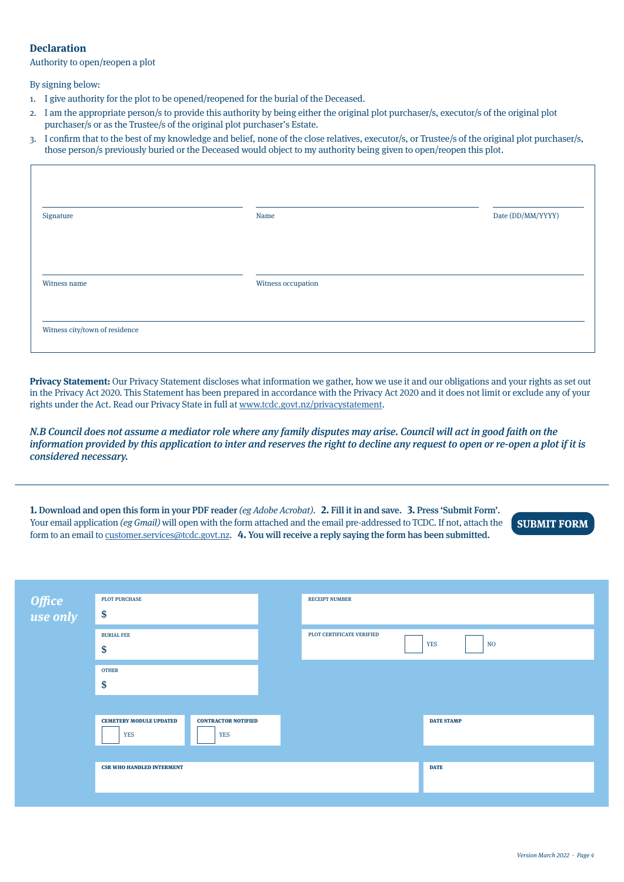## Declaration

Authority to open/reopen a plot

By signing below:

1. I give authority for the plot to be opened/reopened for the burial of the Deceased.
2. I am the appropriate person/s to provide this authority by being either the original plot purchaser/s, executor/s of the original plot purchaser/s or as the Trustee/s of the original plot purchaser's Estate.
3. I confirm that to the best of my knowledge and belief, none of the close relatives, executor/s, or Trustee/s of the original plot purchaser/s, those person/s previously buried or the Deceased would object to my authority being given to open/reopen this plot.

| | | |
|---|---|---|
| Signature | Name | Date (DD/MM/YYYY) |
| Witness name | Witness occupation | |
| Witness city/town of residence | | |

**Privacy Statement:** Our Privacy Statement discloses what information we gather, how we use it and our obligations and your rights as set out in the Privacy Act 2020. This Statement has been prepared in accordance with the Privacy Act 2020 and it does not limit or exclude any of your rights under the Act. Read our Privacy State in full at www.tcdc.govt.nz/privacystatement.

***N.B Council does not assume a mediator role where any family disputes may arise. Council will act in good faith on the information provided by this application to inter and reserves the right to decline any request to open or re-open a plot if it is considered necessary.***

---

**1. Download and open this form in your PDF reader** *(eg Adobe Acrobat)*. **2. Fill it in and save. 3. Press 'Submit Form'.** Your email application *(eg Gmail)* will open with the form attached and the email pre-addressed to TCDC. If not, attach the form to an email to customer.services@tcdc.govt.nz. **4. You will receive a reply saying the form has been submitted.**

**SUBMIT FORM**

***Office use only***

| | |
|---|---|
| PLOT PURCHASE $ | RECEIPT NUMBER |
| BURIAL FEE $ | PLOT CERTIFICATE VERIFIED ☐ YES ☐ NO |
| OTHER $ | |
| CEMETERY MODULE UPDATED ☐ YES / CONTRACTOR NOTIFIED ☐ YES | DATE STAMP |
| CSR WHO HANDLED INTERMENT | DATE |

*Version March 2022*